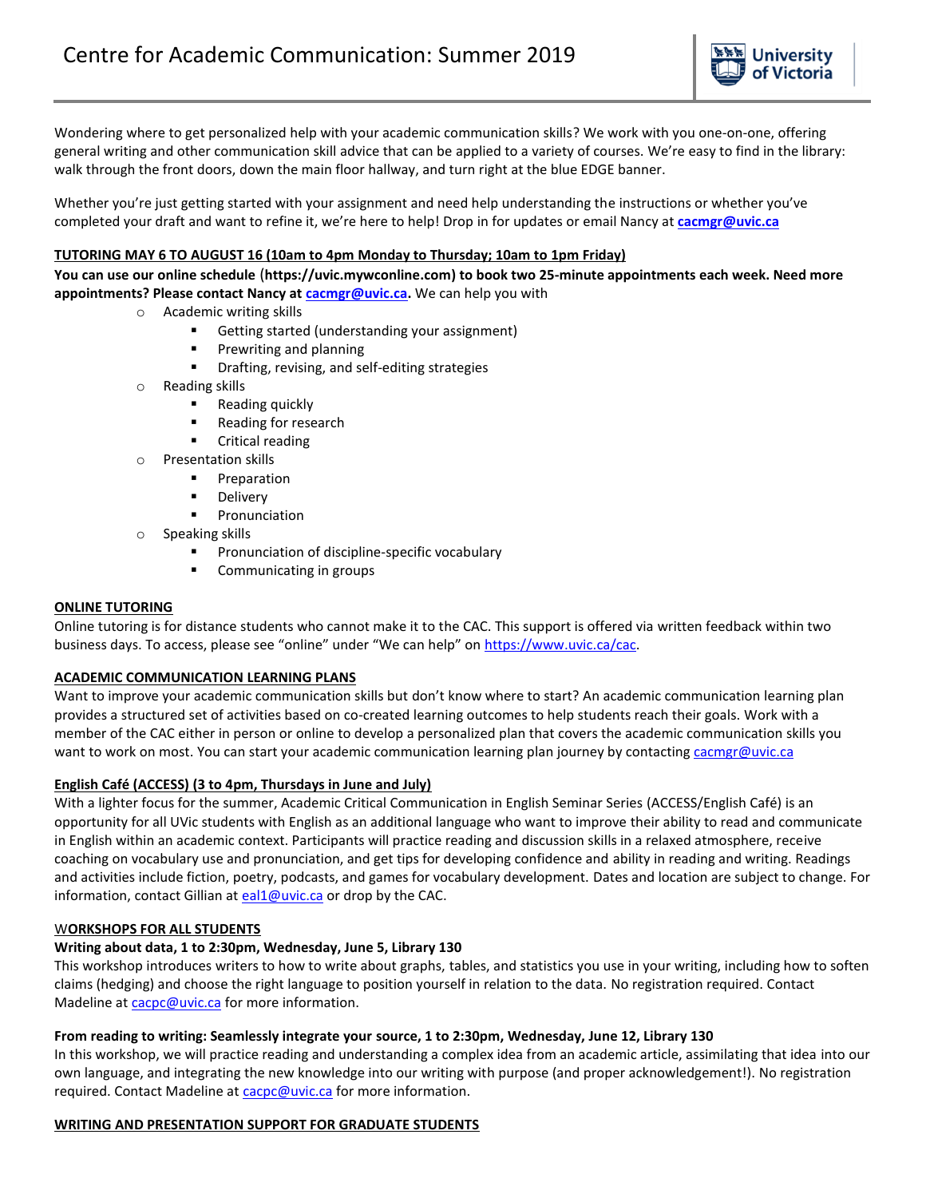# Centre for Academic Communication: Summer 2019

University of Victoria

Wondering where to get personalized help with your academic communication skills? We work with you one-on-one, offering general writing and other communication skill advice that can be applied to a variety of courses. We're easy to find in the library: walk through the front doors, down the main floor hallway, and turn right at the blue EDGE banner.

Whether you're just getting started with your assignment and need help understanding the instructions or whether you've completed your draft and want to refine it, we're here to help! Drop in for updates or email Nancy at **cacmgr@uvic.ca**

## TUTORING MAY 6 TO AUGUST 16 (10am to 4pm Monday to Thursday; 10am to 1pm Friday)

**You can use our online schedule (https://uvic.mywconline.com) to book two 25-minute appointments each week. Need more appointments? Please contact Nancy at cacmgr@uvic.ca.** We can help you with

- Academic writing skills
  - Getting started (understanding your assignment)
  - Prewriting and planning
  - Drafting, revising, and self-editing strategies
- Reading skills
  - Reading quickly
  - Reading for research
  - Critical reading
- Presentation skills
  - Preparation
  - Delivery
  - Pronunciation
- Speaking skills
  - Pronunciation of discipline-specific vocabulary
  - Communicating in groups

## ONLINE TUTORING

Online tutoring is for distance students who cannot make it to the CAC. This support is offered via written feedback within two business days. To access, please see "online" under "We can help" on https://www.uvic.ca/cac.

## ACADEMIC COMMUNICATION LEARNING PLANS

Want to improve your academic communication skills but don't know where to start? An academic communication learning plan provides a structured set of activities based on co-created learning outcomes to help students reach their goals. Work with a member of the CAC either in person or online to develop a personalized plan that covers the academic communication skills you want to work on most. You can start your academic communication learning plan journey by contacting cacmgr@uvic.ca

## English Café (ACCESS) (3 to 4pm, Thursdays in June and July)

With a lighter focus for the summer, Academic Critical Communication in English Seminar Series (ACCESS/English Café) is an opportunity for all UVic students with English as an additional language who want to improve their ability to read and communicate in English within an academic context. Participants will practice reading and discussion skills in a relaxed atmosphere, receive coaching on vocabulary use and pronunciation, and get tips for developing confidence and ability in reading and writing. Readings and activities include fiction, poetry, podcasts, and games for vocabulary development. Dates and location are subject to change. For information, contact Gillian at eal1@uvic.ca or drop by the CAC.

## WORKSHOPS FOR ALL STUDENTS

**Writing about data, 1 to 2:30pm, Wednesday, June 5, Library 130**

This workshop introduces writers to how to write about graphs, tables, and statistics you use in your writing, including how to soften claims (hedging) and choose the right language to position yourself in relation to the data. No registration required. Contact Madeline at cacpc@uvic.ca for more information.

**From reading to writing: Seamlessly integrate your source, 1 to 2:30pm, Wednesday, June 12, Library 130**

In this workshop, we will practice reading and understanding a complex idea from an academic article, assimilating that idea into our own language, and integrating the new knowledge into our writing with purpose (and proper acknowledgement!). No registration required. Contact Madeline at cacpc@uvic.ca for more information.

## WRITING AND PRESENTATION SUPPORT FOR GRADUATE STUDENTS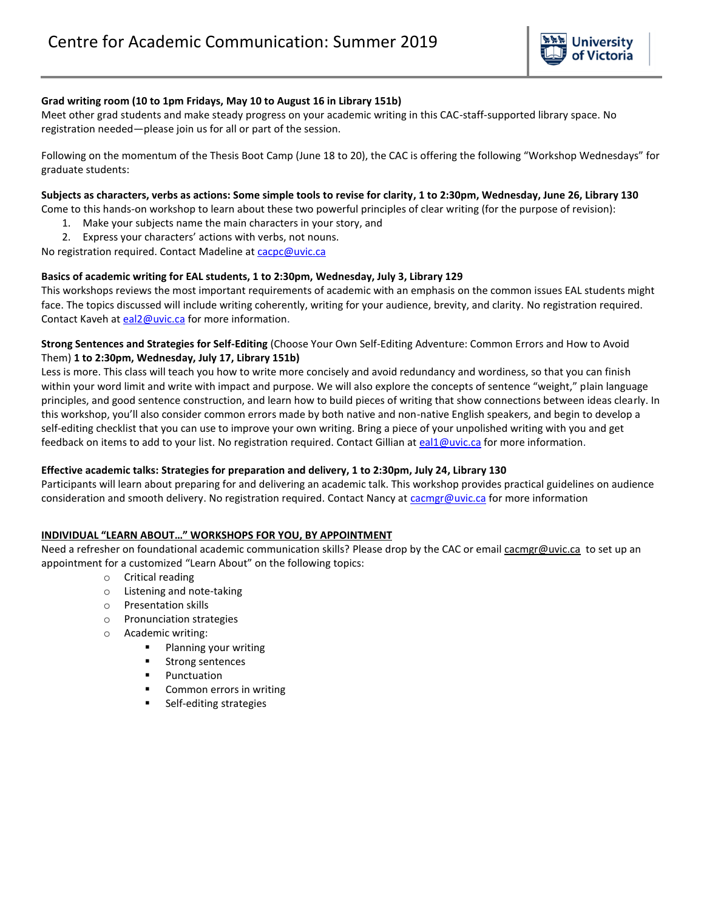# Centre for Academic Communication: Summer 2019

University of Victoria

**Grad writing room (10 to 1pm Fridays, May 10 to August 16 in Library 151b)**
Meet other grad students and make steady progress on your academic writing in this CAC-staff-supported library space. No registration needed—please join us for all or part of the session.

Following on the momentum of the Thesis Boot Camp (June 18 to 20), the CAC is offering the following "Workshop Wednesdays" for graduate students:

**Subjects as characters, verbs as actions: Some simple tools to revise for clarity, 1 to 2:30pm, Wednesday, June 26, Library 130**
Come to this hands-on workshop to learn about these two powerful principles of clear writing (for the purpose of revision):

1. Make your subjects name the main characters in your story, and
2. Express your characters' actions with verbs, not nouns.

No registration required. Contact Madeline at cacpc@uvic.ca

**Basics of academic writing for EAL students, 1 to 2:30pm, Wednesday, July 3, Library 129**
This workshops reviews the most important requirements of academic with an emphasis on the common issues EAL students might face. The topics discussed will include writing coherently, writing for your audience, brevity, and clarity. No registration required. Contact Kaveh at eal2@uvic.ca for more information.

**Strong Sentences and Strategies for Self-Editing** (Choose Your Own Self-Editing Adventure: Common Errors and How to Avoid Them) **1 to 2:30pm, Wednesday, July 17, Library 151b)**
Less is more. This class will teach you how to write more concisely and avoid redundancy and wordiness, so that you can finish within your word limit and write with impact and purpose. We will also explore the concepts of sentence "weight," plain language principles, and good sentence construction, and learn how to build pieces of writing that show connections between ideas clearly. In this workshop, you'll also consider common errors made by both native and non-native English speakers, and begin to develop a self-editing checklist that you can use to improve your own writing. Bring a piece of your unpolished writing with you and get feedback on items to add to your list. No registration required. Contact Gillian at eal1@uvic.ca for more information.

**Effective academic talks: Strategies for preparation and delivery, 1 to 2:30pm, July 24, Library 130**
Participants will learn about preparing for and delivering an academic talk. This workshop provides practical guidelines on audience consideration and smooth delivery. No registration required. Contact Nancy at cacmgr@uvic.ca for more information

**INDIVIDUAL "LEARN ABOUT…" WORKSHOPS FOR YOU, BY APPOINTMENT**
Need a refresher on foundational academic communication skills? Please drop by the CAC or email cacmgr@uvic.ca to set up an appointment for a customized "Learn About" on the following topics:

- Critical reading
- Listening and note-taking
- Presentation skills
- Pronunciation strategies
- Academic writing:
  - Planning your writing
  - Strong sentences
  - Punctuation
  - Common errors in writing
  - Self-editing strategies